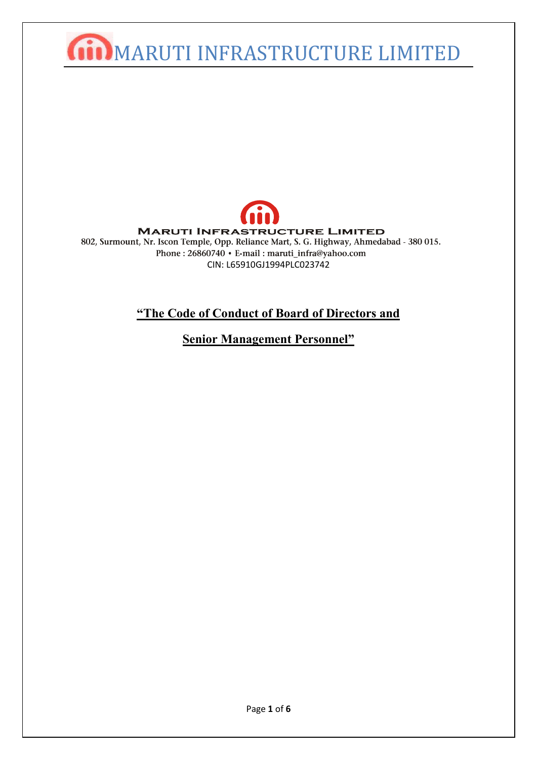# MARUTI INFRASTRUCTURE LIMITED

**MARUTI INFRASTRUCTURE LIMITED**

802, Surmount, Nr. Iscon Temple, Opp. Reliance Mart, S. G. Highway, Ahmedabad - 380 015.
Phone : 26860740 • E-mail : maruti_infra@yahoo.com
CIN: L65910GJ1994PLC023742

## "The Code of Conduct of Board of Directors and Senior Management Personnel"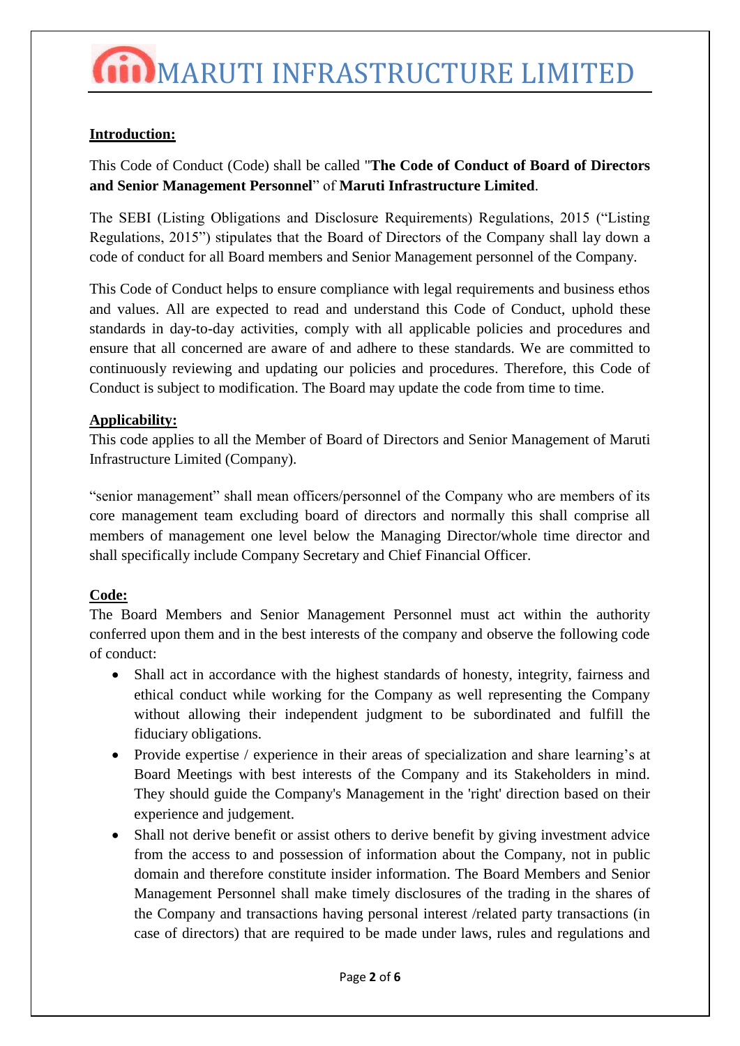**Introduction:**

This Code of Conduct (Code) shall be called "**The Code of Conduct of Board of Directors and Senior Management Personnel**" of **Maruti Infrastructure Limited**.

The SEBI (Listing Obligations and Disclosure Requirements) Regulations, 2015 ("Listing Regulations, 2015") stipulates that the Board of Directors of the Company shall lay down a code of conduct for all Board members and Senior Management personnel of the Company.

This Code of Conduct helps to ensure compliance with legal requirements and business ethos and values. All are expected to read and understand this Code of Conduct, uphold these standards in day-to-day activities, comply with all applicable policies and procedures and ensure that all concerned are aware of and adhere to these standards. We are committed to continuously reviewing and updating our policies and procedures. Therefore, this Code of Conduct is subject to modification. The Board may update the code from time to time.

**Applicability:**

This code applies to all the Member of Board of Directors and Senior Management of Maruti Infrastructure Limited (Company).

"senior management" shall mean officers/personnel of the Company who are members of its core management team excluding board of directors and normally this shall comprise all members of management one level below the Managing Director/whole time director and shall specifically include Company Secretary and Chief Financial Officer.

**Code:**

The Board Members and Senior Management Personnel must act within the authority conferred upon them and in the best interests of the company and observe the following code of conduct:

- Shall act in accordance with the highest standards of honesty, integrity, fairness and ethical conduct while working for the Company as well representing the Company without allowing their independent judgment to be subordinated and fulfill the fiduciary obligations.
- Provide expertise / experience in their areas of specialization and share learning's at Board Meetings with best interests of the Company and its Stakeholders in mind. They should guide the Company's Management in the 'right' direction based on their experience and judgement.
- Shall not derive benefit or assist others to derive benefit by giving investment advice from the access to and possession of information about the Company, not in public domain and therefore constitute insider information. The Board Members and Senior Management Personnel shall make timely disclosures of the trading in the shares of the Company and transactions having personal interest /related party transactions (in case of directors) that are required to be made under laws, rules and regulations and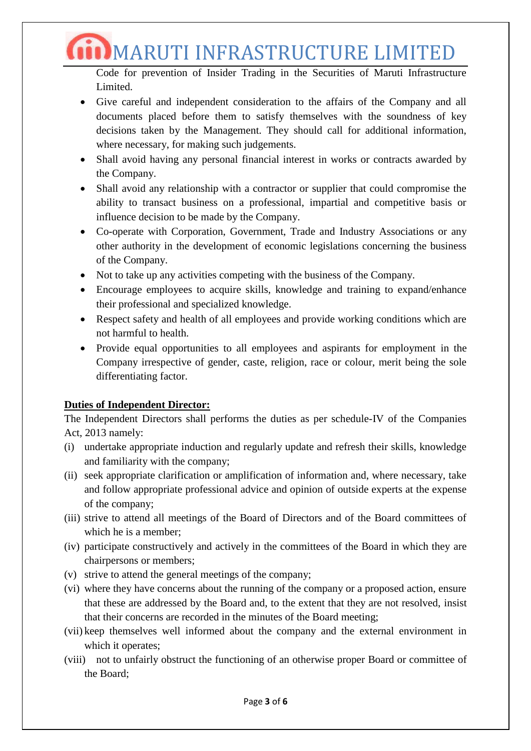Code for prevention of Insider Trading in the Securities of Maruti Infrastructure Limited.

- Give careful and independent consideration to the affairs of the Company and all documents placed before them to satisfy themselves with the soundness of key decisions taken by the Management. They should call for additional information, where necessary, for making such judgements.
- Shall avoid having any personal financial interest in works or contracts awarded by the Company.
- Shall avoid any relationship with a contractor or supplier that could compromise the ability to transact business on a professional, impartial and competitive basis or influence decision to be made by the Company.
- Co-operate with Corporation, Government, Trade and Industry Associations or any other authority in the development of economic legislations concerning the business of the Company.
- Not to take up any activities competing with the business of the Company.
- Encourage employees to acquire skills, knowledge and training to expand/enhance their professional and specialized knowledge.
- Respect safety and health of all employees and provide working conditions which are not harmful to health.
- Provide equal opportunities to all employees and aspirants for employment in the Company irrespective of gender, caste, religion, race or colour, merit being the sole differentiating factor.

**Duties of Independent Director:**

The Independent Directors shall performs the duties as per schedule-IV of the Companies Act, 2013 namely:

(i) undertake appropriate induction and regularly update and refresh their skills, knowledge and familiarity with the company;

(ii) seek appropriate clarification or amplification of information and, where necessary, take and follow appropriate professional advice and opinion of outside experts at the expense of the company;

(iii) strive to attend all meetings of the Board of Directors and of the Board committees of which he is a member;

(iv) participate constructively and actively in the committees of the Board in which they are chairpersons or members;

(v) strive to attend the general meetings of the company;

(vi) where they have concerns about the running of the company or a proposed action, ensure that these are addressed by the Board and, to the extent that they are not resolved, insist that their concerns are recorded in the minutes of the Board meeting;

(vii) keep themselves well informed about the company and the external environment in which it operates;

(viii) not to unfairly obstruct the functioning of an otherwise proper Board or committee of the Board;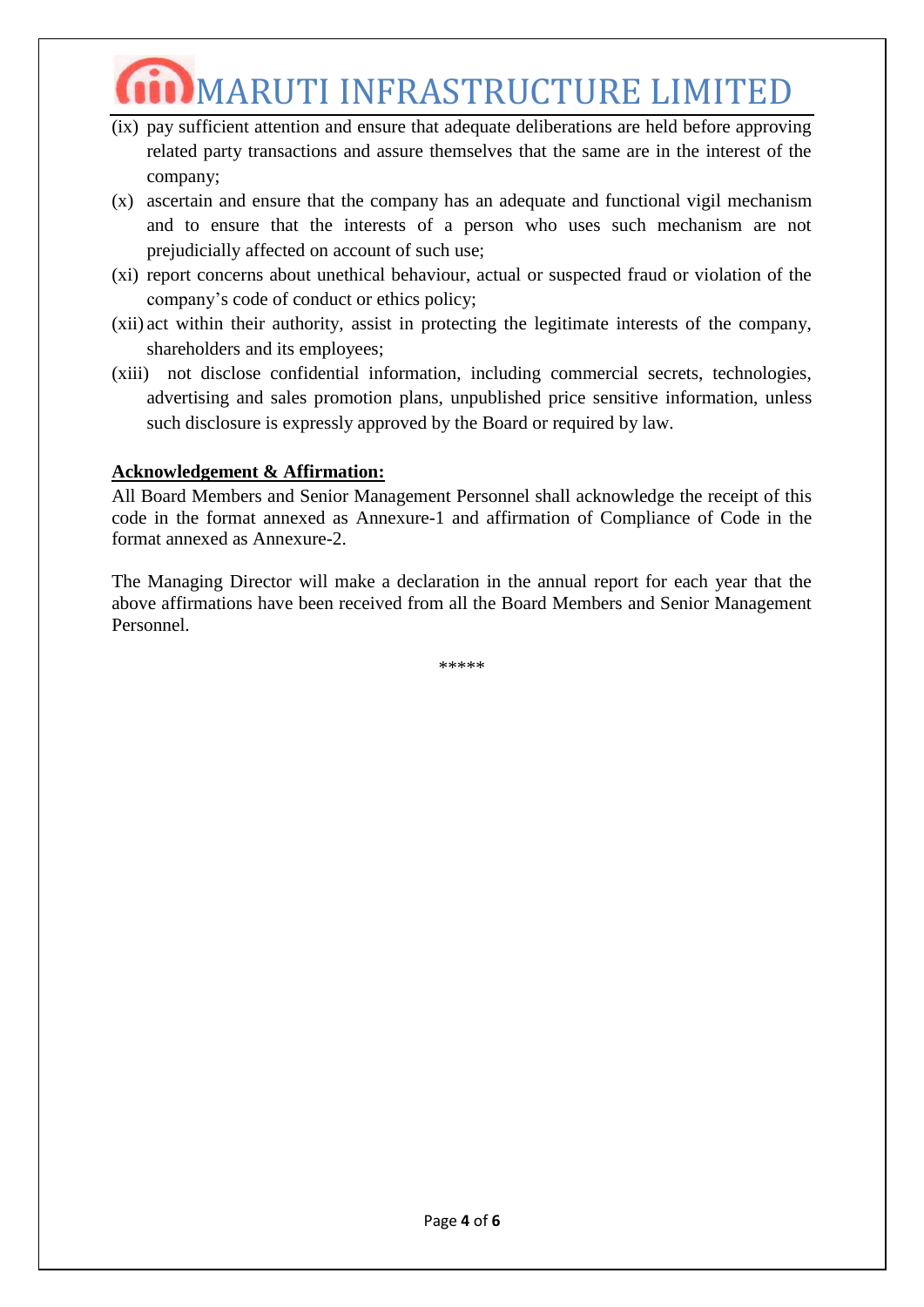(ix) pay sufficient attention and ensure that adequate deliberations are held before approving related party transactions and assure themselves that the same are in the interest of the company;

(x) ascertain and ensure that the company has an adequate and functional vigil mechanism and to ensure that the interests of a person who uses such mechanism are not prejudicially affected on account of such use;

(xi) report concerns about unethical behaviour, actual or suspected fraud or violation of the company's code of conduct or ethics policy;

(xii) act within their authority, assist in protecting the legitimate interests of the company, shareholders and its employees;

(xiii) not disclose confidential information, including commercial secrets, technologies, advertising and sales promotion plans, unpublished price sensitive information, unless such disclosure is expressly approved by the Board or required by law.

**Acknowledgement & Affirmation:**

All Board Members and Senior Management Personnel shall acknowledge the receipt of this code in the format annexed as Annexure-1 and affirmation of Compliance of Code in the format annexed as Annexure-2.

The Managing Director will make a declaration in the annual report for each year that the above affirmations have been received from all the Board Members and Senior Management Personnel.

*****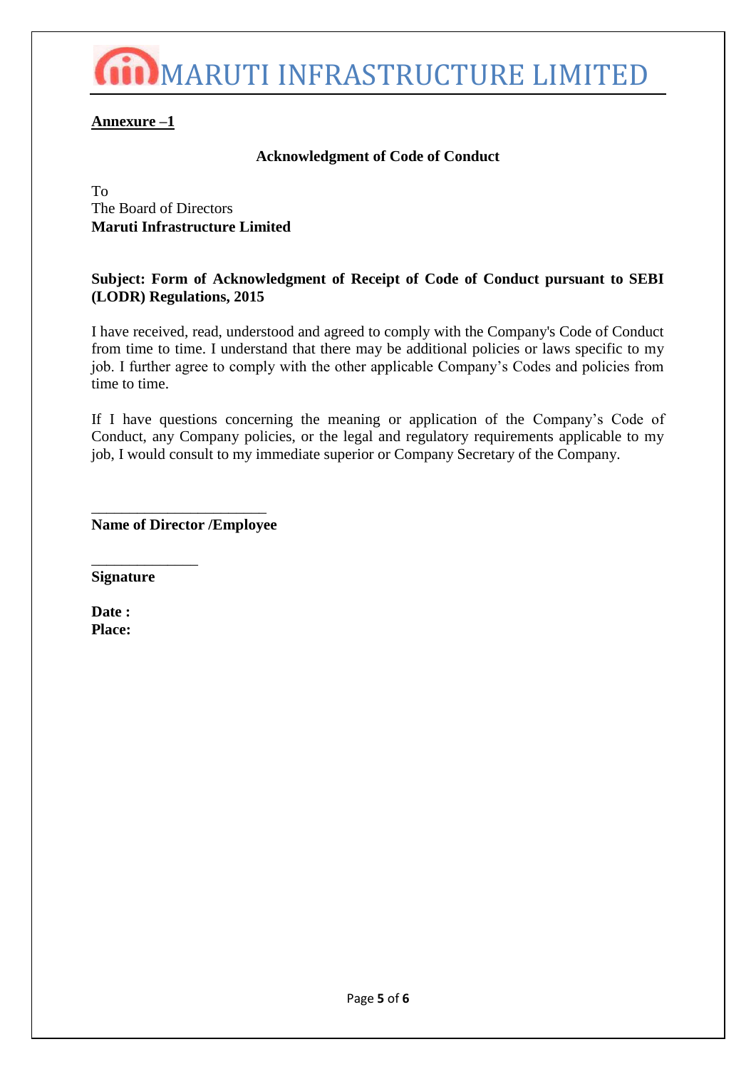# MARUTI INFRASTRUCTURE LIMITED

**Annexure –1**

**Acknowledgment of Code of Conduct**

To
The Board of Directors
**Maruti Infrastructure Limited**

**Subject: Form of Acknowledgment of Receipt of Code of Conduct pursuant to SEBI (LODR) Regulations, 2015**

I have received, read, understood and agreed to comply with the Company's Code of Conduct from time to time. I understand that there may be additional policies or laws specific to my job. I further agree to comply with the other applicable Company's Codes and policies from time to time.

If I have questions concerning the meaning or application of the Company's Code of Conduct, any Company policies, or the legal and regulatory requirements applicable to my job, I would consult to my immediate superior or Company Secretary of the Company.

_______________________
**Name of Director /Employee**

______________
**Signature**

**Date :**
**Place:**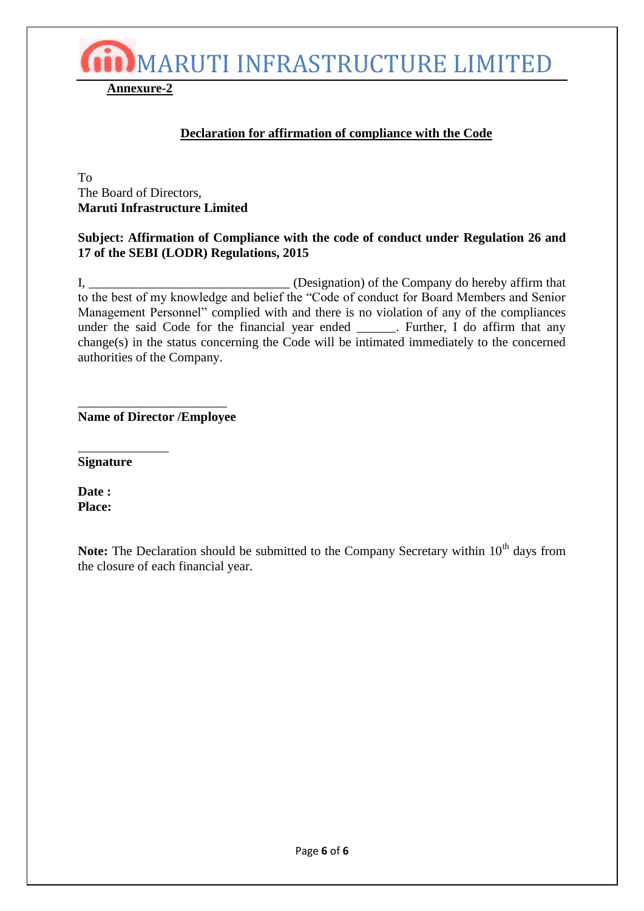**Annexure-2**

## Declaration for affirmation of compliance with the Code

To
The Board of Directors,
**Maruti Infrastructure Limited**

**Subject: Affirmation of Compliance with the code of conduct under Regulation 26 and 17 of the SEBI (LODR) Regulations, 2015**

I, ______________________________ (Designation) of the Company do hereby affirm that to the best of my knowledge and belief the "Code of conduct for Board Members and Senior Management Personnel" complied with and there is no violation of any of the compliances under the said Code for the financial year ended ______. Further, I do affirm that any change(s) in the status concerning the Code will be intimated immediately to the concerned authorities of the Company.

______________________
**Name of Director /Employee**

______________
**Signature**

**Date :**
**Place:**

**Note:** The Declaration should be submitted to the Company Secretary within 10th days from the closure of each financial year.